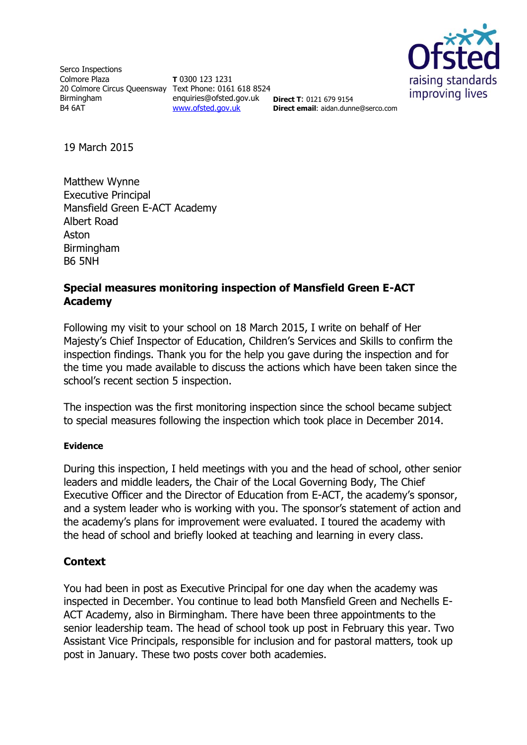Serco Inspections
Colmore Plaza
20 Colmore Circus Queensway
Birmingham
B4 6AT

**T** 0300 123 1231
Text Phone: 0161 618 8524
enquiries@ofsted.gov.uk
www.ofsted.gov.uk

**Direct T**: 0121 679 9154
**Direct email**: aidan.dunne@serco.com

19 March 2015

Matthew Wynne
Executive Principal
Mansfield Green E-ACT Academy
Albert Road
Aston
Birmingham
B6 5NH

**Special measures monitoring inspection of Mansfield Green E-ACT Academy**

Following my visit to your school on 18 March 2015, I write on behalf of Her Majesty's Chief Inspector of Education, Children's Services and Skills to confirm the inspection findings. Thank you for the help you gave during the inspection and for the time you made available to discuss the actions which have been taken since the school's recent section 5 inspection.

The inspection was the first monitoring inspection since the school became subject to special measures following the inspection which took place in December 2014.

**Evidence**

During this inspection, I held meetings with you and the head of school, other senior leaders and middle leaders, the Chair of the Local Governing Body, The Chief Executive Officer and the Director of Education from E-ACT, the academy's sponsor, and a system leader who is working with you. The sponsor's statement of action and the academy's plans for improvement were evaluated. I toured the academy with the head of school and briefly looked at teaching and learning in every class.

## Context

You had been in post as Executive Principal for one day when the academy was inspected in December. You continue to lead both Mansfield Green and Nechells E-ACT Academy, also in Birmingham. There have been three appointments to the senior leadership team. The head of school took up post in February this year. Two Assistant Vice Principals, responsible for inclusion and for pastoral matters, took up post in January. These two posts cover both academies.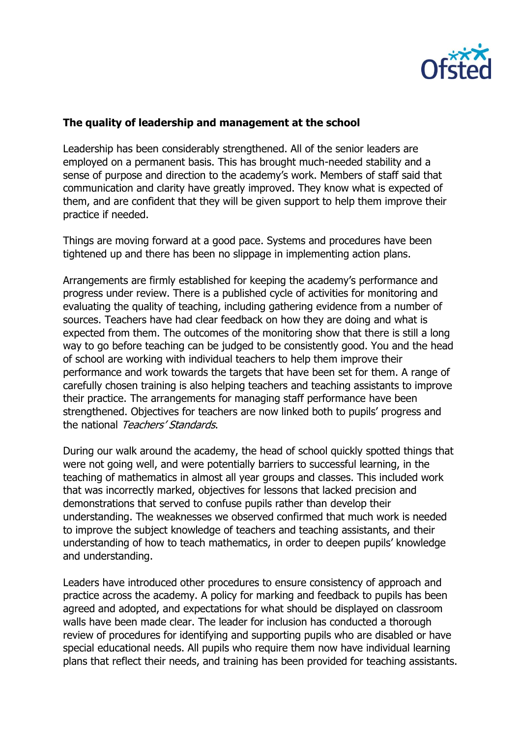**The quality of leadership and management at the school**

Leadership has been considerably strengthened. All of the senior leaders are employed on a permanent basis. This has brought much-needed stability and a sense of purpose and direction to the academy's work. Members of staff said that communication and clarity have greatly improved. They know what is expected of them, and are confident that they will be given support to help them improve their practice if needed.

Things are moving forward at a good pace. Systems and procedures have been tightened up and there has been no slippage in implementing action plans.

Arrangements are firmly established for keeping the academy's performance and progress under review. There is a published cycle of activities for monitoring and evaluating the quality of teaching, including gathering evidence from a number of sources. Teachers have had clear feedback on how they are doing and what is expected from them. The outcomes of the monitoring show that there is still a long way to go before teaching can be judged to be consistently good. You and the head of school are working with individual teachers to help them improve their performance and work towards the targets that have been set for them. A range of carefully chosen training is also helping teachers and teaching assistants to improve their practice. The arrangements for managing staff performance have been strengthened. Objectives for teachers are now linked both to pupils' progress and the national *Teachers' Standards*.

During our walk around the academy, the head of school quickly spotted things that were not going well, and were potentially barriers to successful learning, in the teaching of mathematics in almost all year groups and classes. This included work that was incorrectly marked, objectives for lessons that lacked precision and demonstrations that served to confuse pupils rather than develop their understanding. The weaknesses we observed confirmed that much work is needed to improve the subject knowledge of teachers and teaching assistants, and their understanding of how to teach mathematics, in order to deepen pupils' knowledge and understanding.

Leaders have introduced other procedures to ensure consistency of approach and practice across the academy. A policy for marking and feedback to pupils has been agreed and adopted, and expectations for what should be displayed on classroom walls have been made clear. The leader for inclusion has conducted a thorough review of procedures for identifying and supporting pupils who are disabled or have special educational needs. All pupils who require them now have individual learning plans that reflect their needs, and training has been provided for teaching assistants.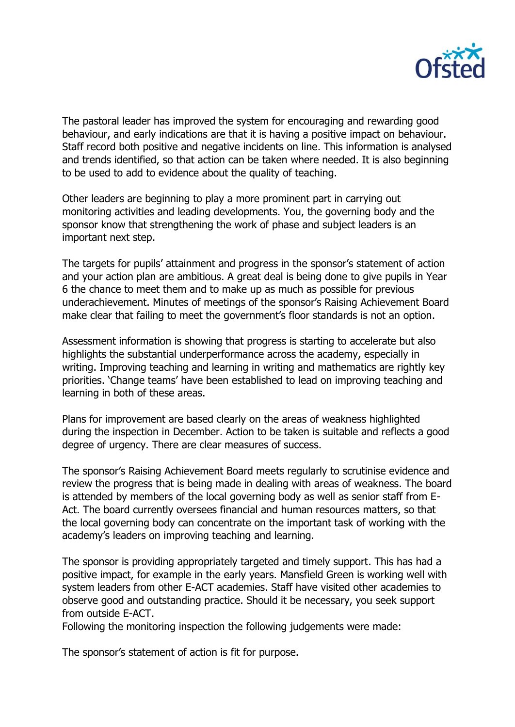The pastoral leader has improved the system for encouraging and rewarding good behaviour, and early indications are that it is having a positive impact on behaviour. Staff record both positive and negative incidents on line. This information is analysed and trends identified, so that action can be taken where needed. It is also beginning to be used to add to evidence about the quality of teaching.

Other leaders are beginning to play a more prominent part in carrying out monitoring activities and leading developments. You, the governing body and the sponsor know that strengthening the work of phase and subject leaders is an important next step.

The targets for pupils' attainment and progress in the sponsor's statement of action and your action plan are ambitious. A great deal is being done to give pupils in Year 6 the chance to meet them and to make up as much as possible for previous underachievement. Minutes of meetings of the sponsor's Raising Achievement Board make clear that failing to meet the government's floor standards is not an option.

Assessment information is showing that progress is starting to accelerate but also highlights the substantial underperformance across the academy, especially in writing. Improving teaching and learning in writing and mathematics are rightly key priorities. 'Change teams' have been established to lead on improving teaching and learning in both of these areas.

Plans for improvement are based clearly on the areas of weakness highlighted during the inspection in December. Action to be taken is suitable and reflects a good degree of urgency. There are clear measures of success.

The sponsor's Raising Achievement Board meets regularly to scrutinise evidence and review the progress that is being made in dealing with areas of weakness. The board is attended by members of the local governing body as well as senior staff from E-Act. The board currently oversees financial and human resources matters, so that the local governing body can concentrate on the important task of working with the academy's leaders on improving teaching and learning.

The sponsor is providing appropriately targeted and timely support. This has had a positive impact, for example in the early years. Mansfield Green is working well with system leaders from other E-ACT academies. Staff have visited other academies to observe good and outstanding practice. Should it be necessary, you seek support from outside E-ACT.

Following the monitoring inspection the following judgements were made:

The sponsor's statement of action is fit for purpose.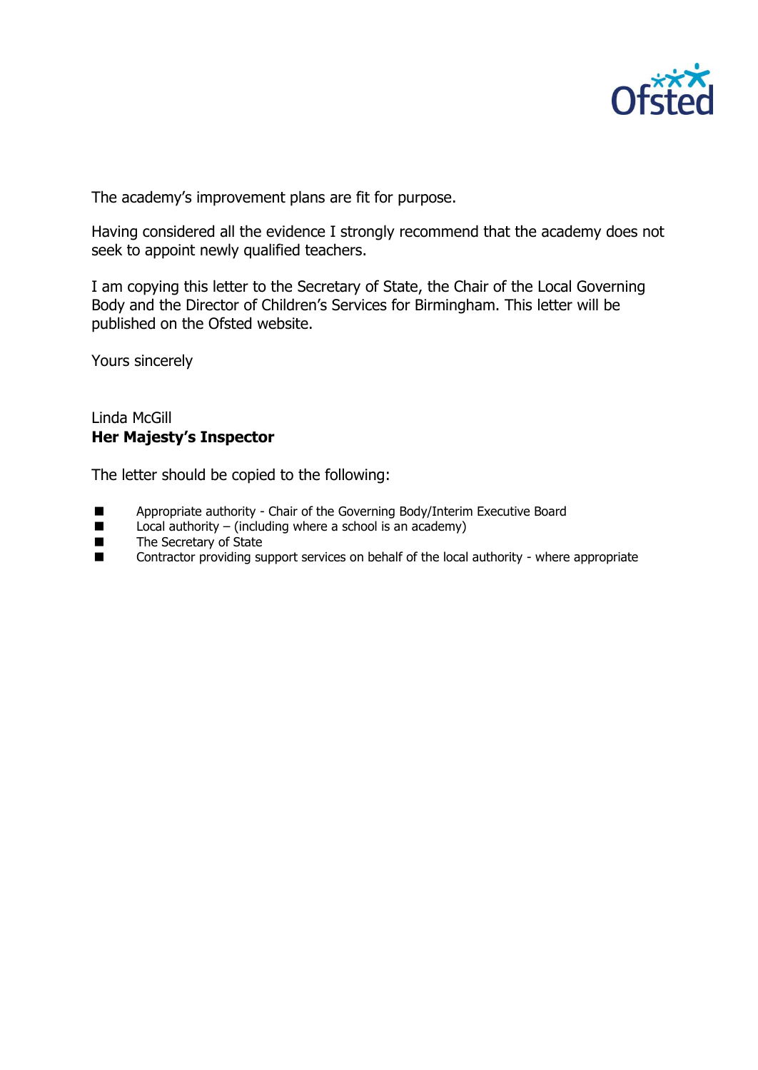The academy's improvement plans are fit for purpose.

Having considered all the evidence I strongly recommend that the academy does not seek to appoint newly qualified teachers.

I am copying this letter to the Secretary of State, the Chair of the Local Governing Body and the Director of Children's Services for Birmingham. This letter will be published on the Ofsted website.

Yours sincerely

Linda McGill
**Her Majesty's Inspector**

The letter should be copied to the following:

- Appropriate authority - Chair of the Governing Body/Interim Executive Board
- Local authority – (including where a school is an academy)
- The Secretary of State
- Contractor providing support services on behalf of the local authority - where appropriate